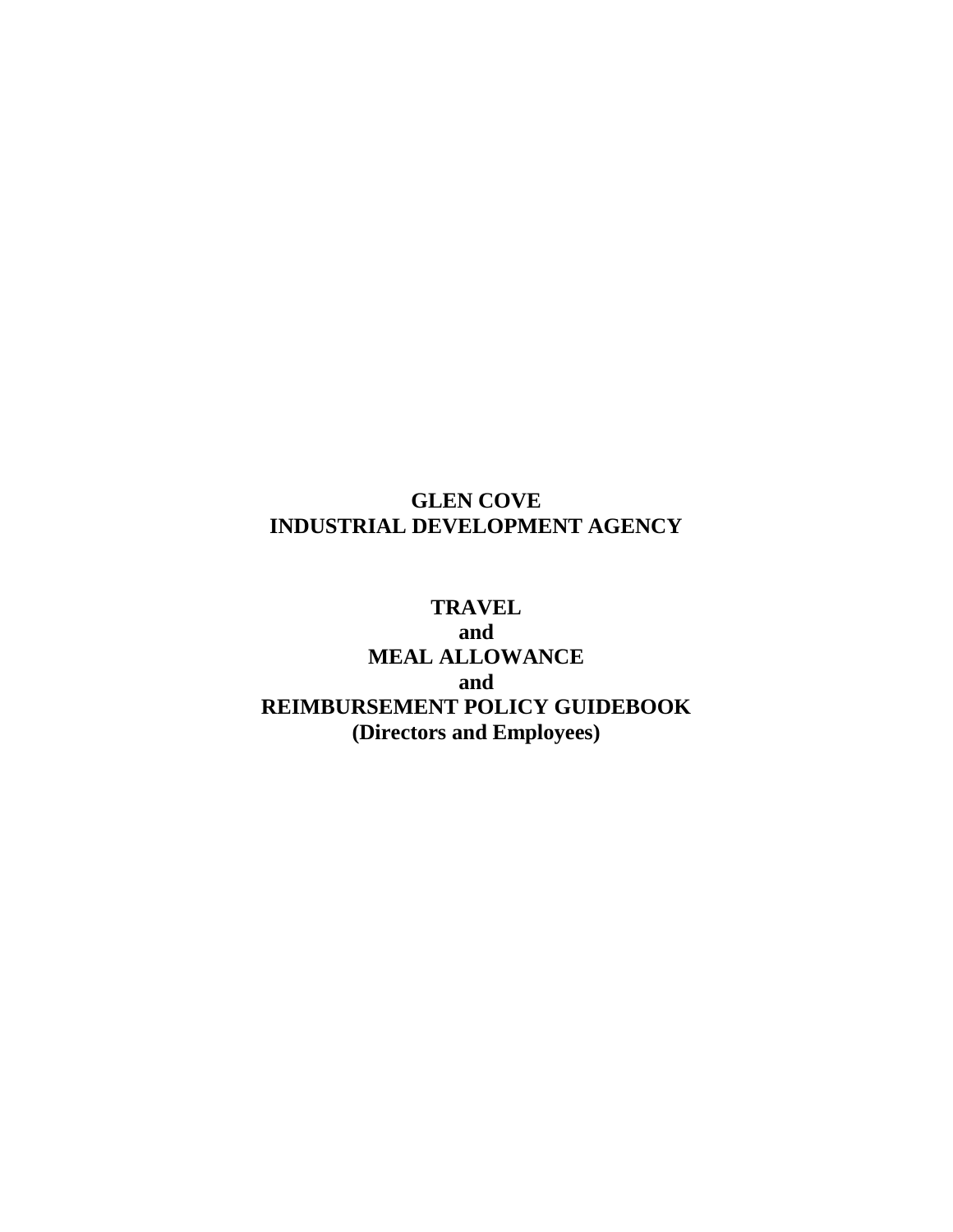# GLEN COVE
# INDUSTRIAL DEVELOPMENT AGENCY

**TRAVEL**
**and**
**MEAL ALLOWANCE**
**and**
**REIMBURSEMENT POLICY GUIDEBOOK**
**(Directors and Employees)**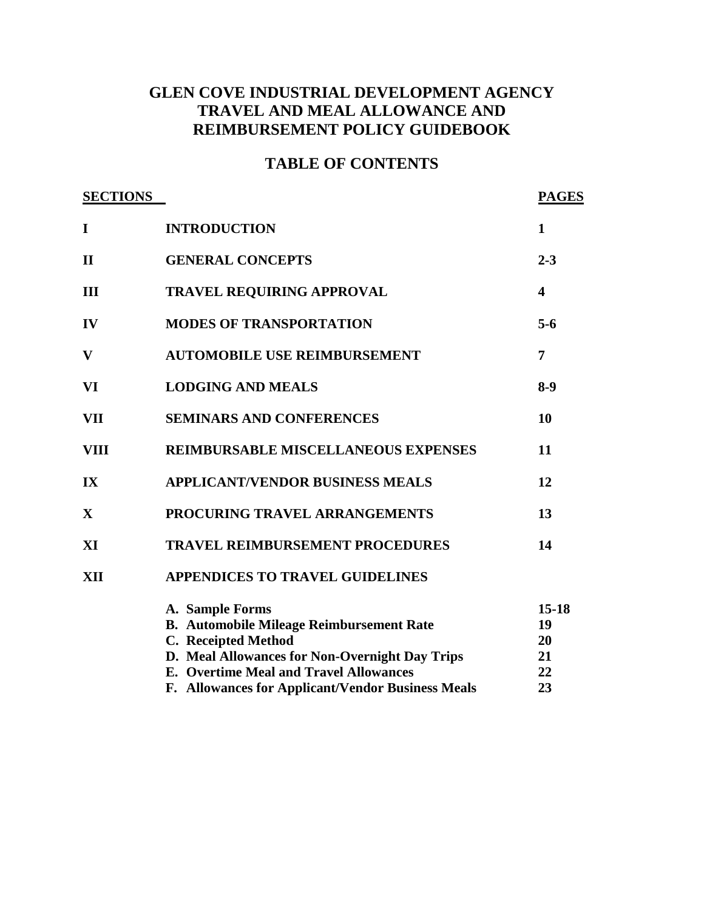# GLEN COVE INDUSTRIAL DEVELOPMENT AGENCY TRAVEL AND MEAL ALLOWANCE AND REIMBURSEMENT POLICY GUIDEBOOK

## TABLE OF CONTENTS

| SECTIONS | | PAGES |
|---|---|---|
| I | INTRODUCTION | 1 |
| II | GENERAL CONCEPTS | 2-3 |
| III | TRAVEL REQUIRING APPROVAL | 4 |
| IV | MODES OF TRANSPORTATION | 5-6 |
| V | AUTOMOBILE USE REIMBURSEMENT | 7 |
| VI | LODGING AND MEALS | 8-9 |
| VII | SEMINARS AND CONFERENCES | 10 |
| VIII | REIMBURSABLE MISCELLANEOUS EXPENSES | 11 |
| IX | APPLICANT/VENDOR BUSINESS MEALS | 12 |
| X | PROCURING TRAVEL ARRANGEMENTS | 13 |
| XI | TRAVEL REIMBURSEMENT PROCEDURES | 14 |
| XII | APPENDICES TO TRAVEL GUIDELINES | |
| | A. Sample Forms | 15-18 |
| | B. Automobile Mileage Reimbursement Rate | 19 |
| | C. Receipted Method | 20 |
| | D. Meal Allowances for Non-Overnight Day Trips | 21 |
| | E. Overtime Meal and Travel Allowances | 22 |
| | F. Allowances for Applicant/Vendor Business Meals | 23 |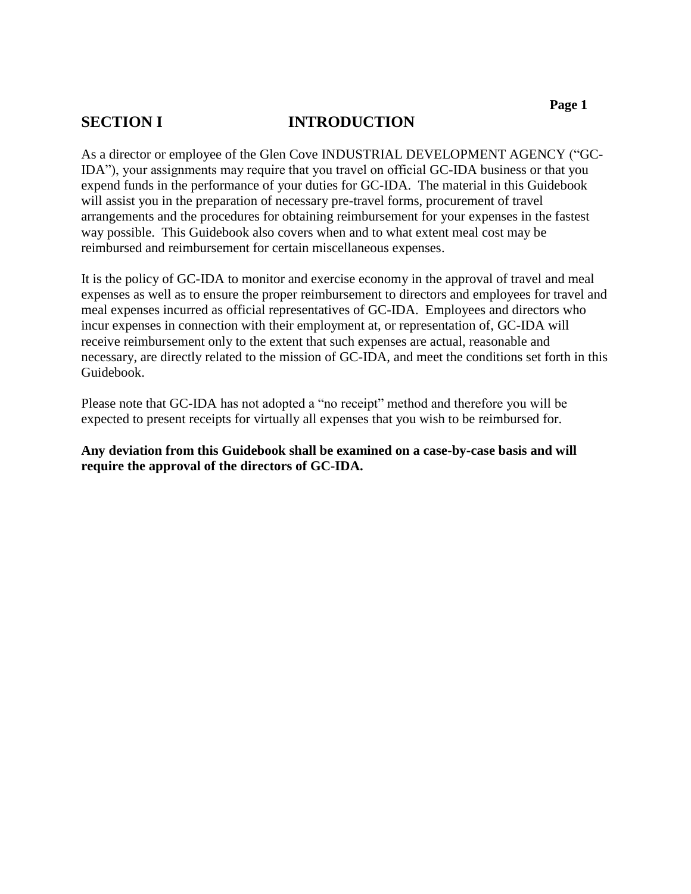# SECTION I INTRODUCTION

As a director or employee of the Glen Cove INDUSTRIAL DEVELOPMENT AGENCY ("GC-IDA"), your assignments may require that you travel on official GC-IDA business or that you expend funds in the performance of your duties for GC-IDA. The material in this Guidebook will assist you in the preparation of necessary pre-travel forms, procurement of travel arrangements and the procedures for obtaining reimbursement for your expenses in the fastest way possible. This Guidebook also covers when and to what extent meal cost may be reimbursed and reimbursement for certain miscellaneous expenses.

It is the policy of GC-IDA to monitor and exercise economy in the approval of travel and meal expenses as well as to ensure the proper reimbursement to directors and employees for travel and meal expenses incurred as official representatives of GC-IDA. Employees and directors who incur expenses in connection with their employment at, or representation of, GC-IDA will receive reimbursement only to the extent that such expenses are actual, reasonable and necessary, are directly related to the mission of GC-IDA, and meet the conditions set forth in this Guidebook.

Please note that GC-IDA has not adopted a "no receipt" method and therefore you will be expected to present receipts for virtually all expenses that you wish to be reimbursed for.

**Any deviation from this Guidebook shall be examined on a case-by-case basis and will require the approval of the directors of GC-IDA.**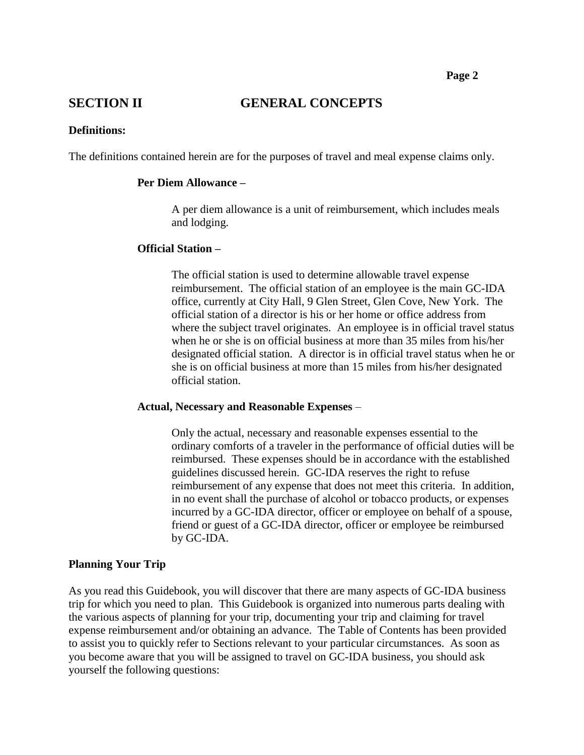## SECTION II GENERAL CONCEPTS

**Definitions:**

The definitions contained herein are for the purposes of travel and meal expense claims only.

**Per Diem Allowance –**

A per diem allowance is a unit of reimbursement, which includes meals and lodging.

**Official Station –**

The official station is used to determine allowable travel expense reimbursement. The official station of an employee is the main GC-IDA office, currently at City Hall, 9 Glen Street, Glen Cove, New York. The official station of a director is his or her home or office address from where the subject travel originates. An employee is in official travel status when he or she is on official business at more than 35 miles from his/her designated official station. A director is in official travel status when he or she is on official business at more than 15 miles from his/her designated official station.

**Actual, Necessary and Reasonable Expenses** –

Only the actual, necessary and reasonable expenses essential to the ordinary comforts of a traveler in the performance of official duties will be reimbursed. These expenses should be in accordance with the established guidelines discussed herein. GC-IDA reserves the right to refuse reimbursement of any expense that does not meet this criteria. In addition, in no event shall the purchase of alcohol or tobacco products, or expenses incurred by a GC-IDA director, officer or employee on behalf of a spouse, friend or guest of a GC-IDA director, officer or employee be reimbursed by GC-IDA.

**Planning Your Trip**

As you read this Guidebook, you will discover that there are many aspects of GC-IDA business trip for which you need to plan. This Guidebook is organized into numerous parts dealing with the various aspects of planning for your trip, documenting your trip and claiming for travel expense reimbursement and/or obtaining an advance. The Table of Contents has been provided to assist you to quickly refer to Sections relevant to your particular circumstances. As soon as you become aware that you will be assigned to travel on GC-IDA business, you should ask yourself the following questions: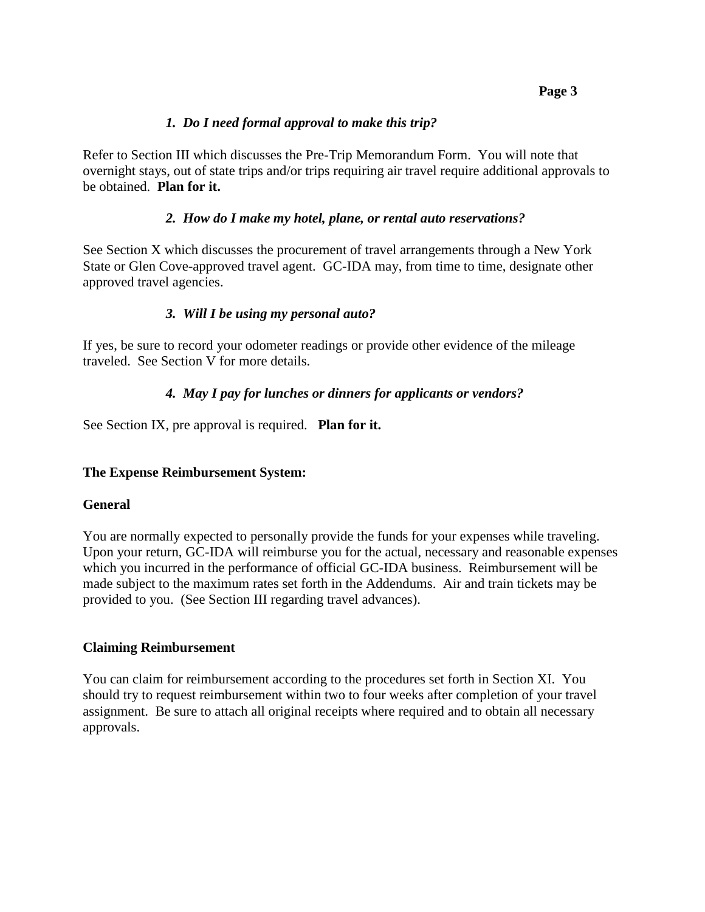### *1. Do I need formal approval to make this trip?*

Refer to Section III which discusses the Pre-Trip Memorandum Form. You will note that overnight stays, out of state trips and/or trips requiring air travel require additional approvals to be obtained. **Plan for it.**

### *2. How do I make my hotel, plane, or rental auto reservations?*

See Section X which discusses the procurement of travel arrangements through a New York State or Glen Cove-approved travel agent. GC-IDA may, from time to time, designate other approved travel agencies.

### *3. Will I be using my personal auto?*

If yes, be sure to record your odometer readings or provide other evidence of the mileage traveled. See Section V for more details.

### *4. May I pay for lunches or dinners for applicants or vendors?*

See Section IX, pre approval is required. **Plan for it.**

## The Expense Reimbursement System:

### General

You are normally expected to personally provide the funds for your expenses while traveling. Upon your return, GC-IDA will reimburse you for the actual, necessary and reasonable expenses which you incurred in the performance of official GC-IDA business. Reimbursement will be made subject to the maximum rates set forth in the Addendums. Air and train tickets may be provided to you. (See Section III regarding travel advances).

### Claiming Reimbursement

You can claim for reimbursement according to the procedures set forth in Section XI. You should try to request reimbursement within two to four weeks after completion of your travel assignment. Be sure to attach all original receipts where required and to obtain all necessary approvals.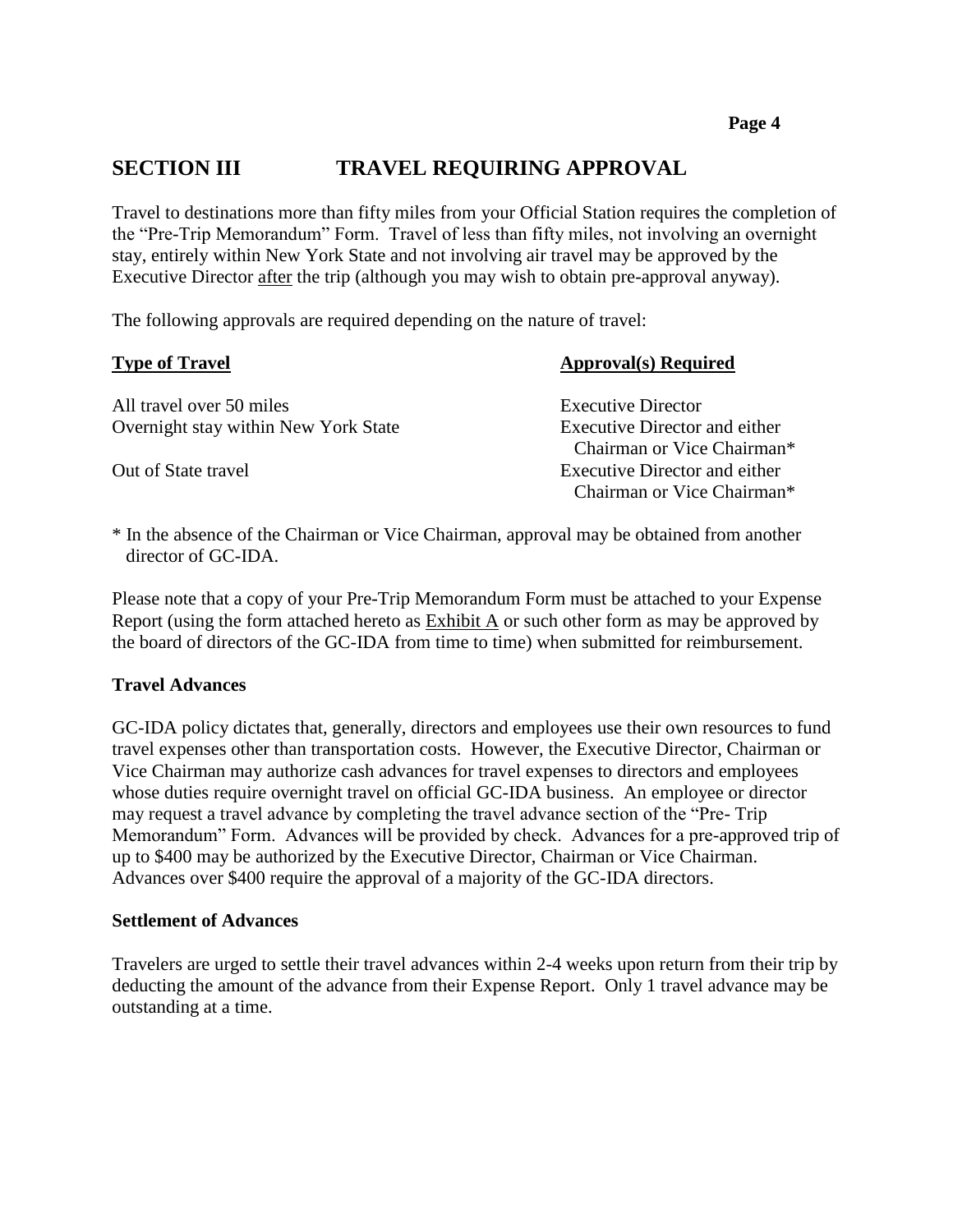## SECTION III TRAVEL REQUIRING APPROVAL

Travel to destinations more than fifty miles from your Official Station requires the completion of the "Pre-Trip Memorandum" Form. Travel of less than fifty miles, not involving an overnight stay, entirely within New York State and not involving air travel may be approved by the Executive Director <u>after</u> the trip (although you may wish to obtain pre-approval anyway).

The following approvals are required depending on the nature of travel:

| **Type of Travel** | **Approval(s) Required** |
|---|---|
| All travel over 50 miles | Executive Director |
| Overnight stay within New York State | Executive Director and either Chairman or Vice Chairman* |
| Out of State travel | Executive Director and either Chairman or Vice Chairman* |

* In the absence of the Chairman or Vice Chairman, approval may be obtained from another director of GC-IDA.

Please note that a copy of your Pre-Trip Memorandum Form must be attached to your Expense Report (using the form attached hereto as <u>Exhibit A</u> or such other form as may be approved by the board of directors of the GC-IDA from time to time) when submitted for reimbursement.

### Travel Advances

GC-IDA policy dictates that, generally, directors and employees use their own resources to fund travel expenses other than transportation costs. However, the Executive Director, Chairman or Vice Chairman may authorize cash advances for travel expenses to directors and employees whose duties require overnight travel on official GC-IDA business. An employee or director may request a travel advance by completing the travel advance section of the "Pre- Trip Memorandum" Form. Advances will be provided by check. Advances for a pre-approved trip of up to $400 may be authorized by the Executive Director, Chairman or Vice Chairman. Advances over $400 require the approval of a majority of the GC-IDA directors.

### Settlement of Advances

Travelers are urged to settle their travel advances within 2-4 weeks upon return from their trip by deducting the amount of the advance from their Expense Report. Only 1 travel advance may be outstanding at a time.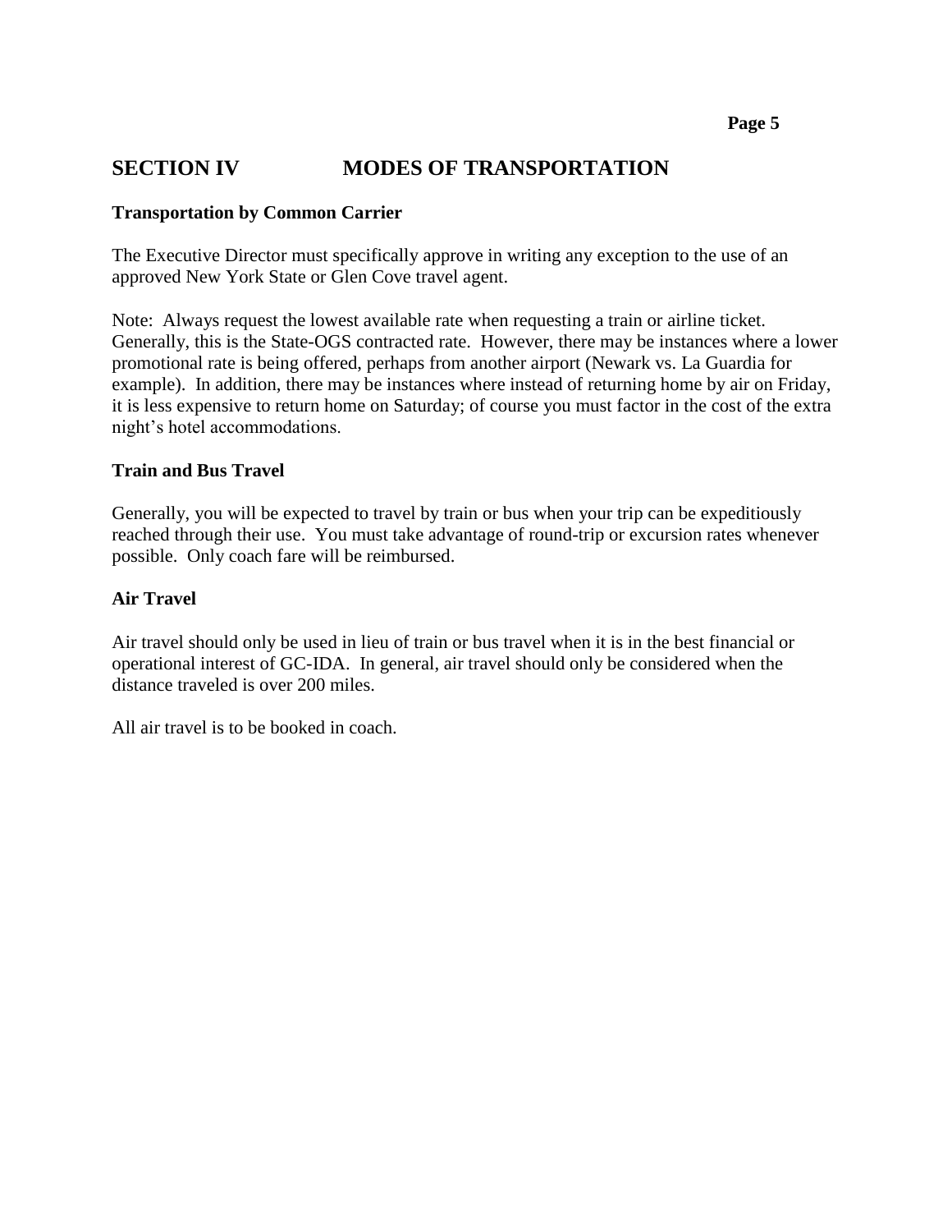## SECTION IV MODES OF TRANSPORTATION

### Transportation by Common Carrier

The Executive Director must specifically approve in writing any exception to the use of an approved New York State or Glen Cove travel agent.

Note: Always request the lowest available rate when requesting a train or airline ticket. Generally, this is the State-OGS contracted rate. However, there may be instances where a lower promotional rate is being offered, perhaps from another airport (Newark vs. La Guardia for example). In addition, there may be instances where instead of returning home by air on Friday, it is less expensive to return home on Saturday; of course you must factor in the cost of the extra night's hotel accommodations.

### Train and Bus Travel

Generally, you will be expected to travel by train or bus when your trip can be expeditiously reached through their use. You must take advantage of round-trip or excursion rates whenever possible. Only coach fare will be reimbursed.

### Air Travel

Air travel should only be used in lieu of train or bus travel when it is in the best financial or operational interest of GC-IDA. In general, air travel should only be considered when the distance traveled is over 200 miles.

All air travel is to be booked in coach.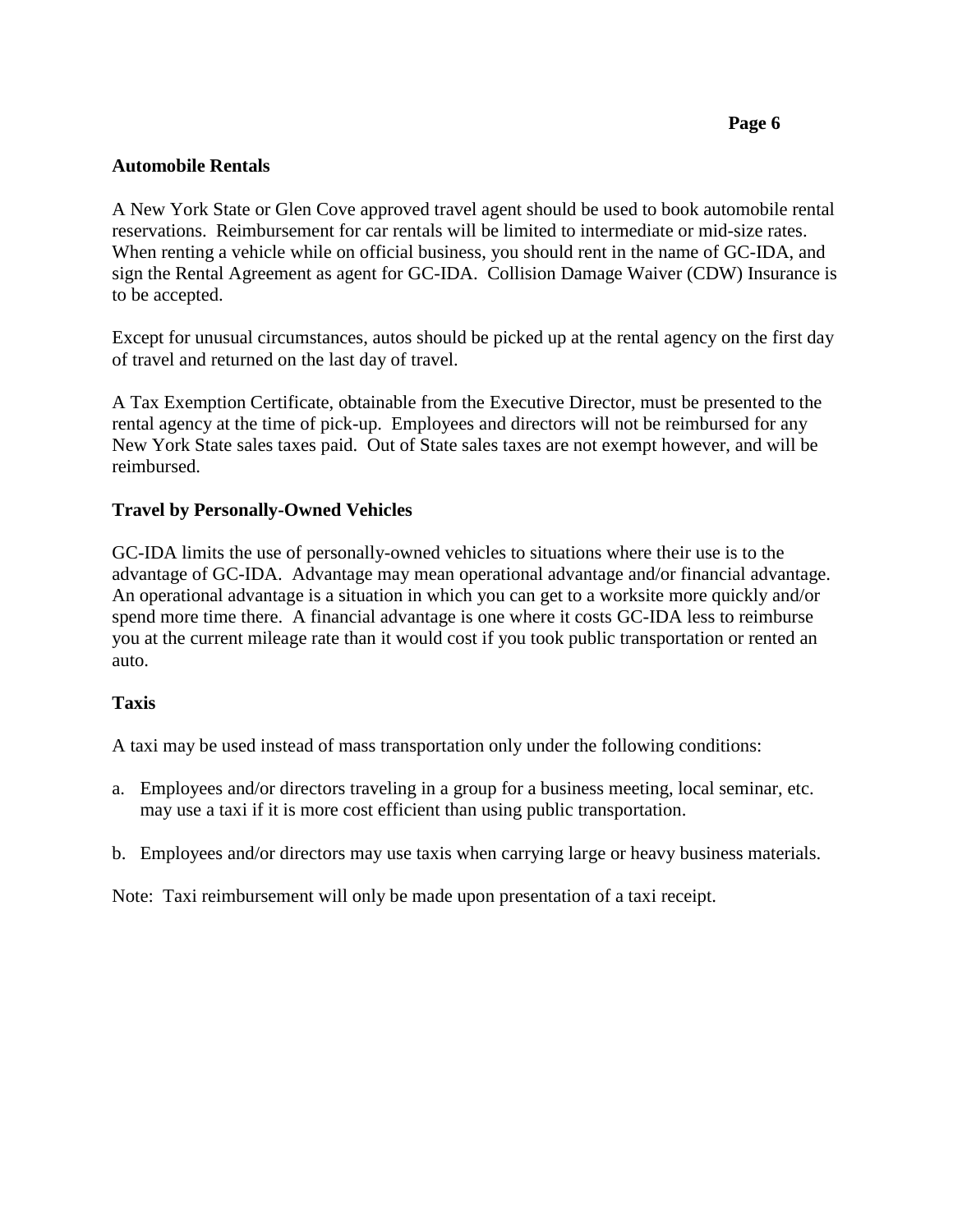**Automobile Rentals**

A New York State or Glen Cove approved travel agent should be used to book automobile rental reservations. Reimbursement for car rentals will be limited to intermediate or mid-size rates. When renting a vehicle while on official business, you should rent in the name of GC-IDA, and sign the Rental Agreement as agent for GC-IDA. Collision Damage Waiver (CDW) Insurance is to be accepted.

Except for unusual circumstances, autos should be picked up at the rental agency on the first day of travel and returned on the last day of travel.

A Tax Exemption Certificate, obtainable from the Executive Director, must be presented to the rental agency at the time of pick-up. Employees and directors will not be reimbursed for any New York State sales taxes paid. Out of State sales taxes are not exempt however, and will be reimbursed.

**Travel by Personally-Owned Vehicles**

GC-IDA limits the use of personally-owned vehicles to situations where their use is to the advantage of GC-IDA. Advantage may mean operational advantage and/or financial advantage. An operational advantage is a situation in which you can get to a worksite more quickly and/or spend more time there. A financial advantage is one where it costs GC-IDA less to reimburse you at the current mileage rate than it would cost if you took public transportation or rented an auto.

**Taxis**

A taxi may be used instead of mass transportation only under the following conditions:

a. Employees and/or directors traveling in a group for a business meeting, local seminar, etc. may use a taxi if it is more cost efficient than using public transportation.

b. Employees and/or directors may use taxis when carrying large or heavy business materials.

Note: Taxi reimbursement will only be made upon presentation of a taxi receipt.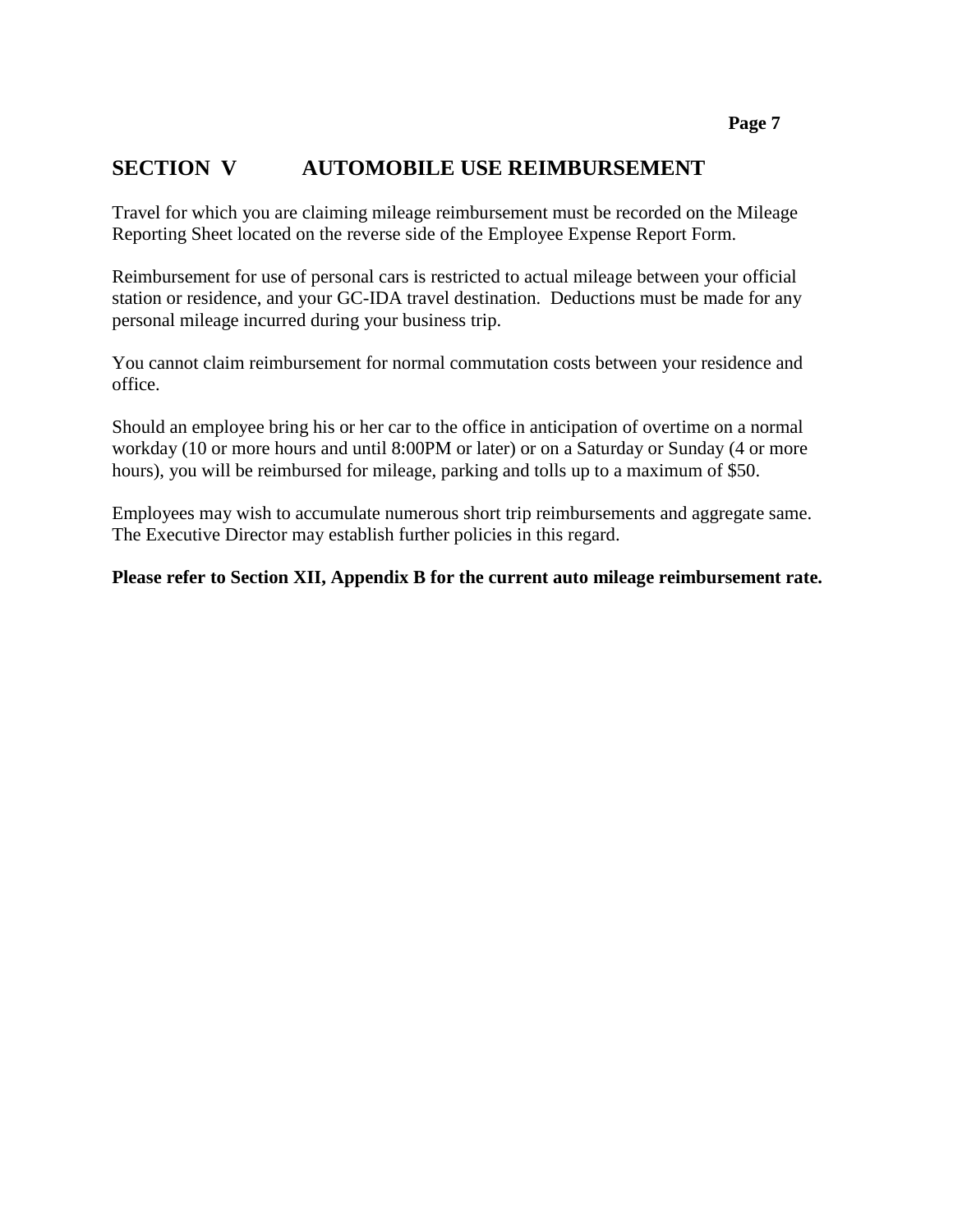## SECTION V AUTOMOBILE USE REIMBURSEMENT

Travel for which you are claiming mileage reimbursement must be recorded on the Mileage Reporting Sheet located on the reverse side of the Employee Expense Report Form.

Reimbursement for use of personal cars is restricted to actual mileage between your official station or residence, and your GC-IDA travel destination. Deductions must be made for any personal mileage incurred during your business trip.

You cannot claim reimbursement for normal commutation costs between your residence and office.

Should an employee bring his or her car to the office in anticipation of overtime on a normal workday (10 or more hours and until 8:00PM or later) or on a Saturday or Sunday (4 or more hours), you will be reimbursed for mileage, parking and tolls up to a maximum of $50.

Employees may wish to accumulate numerous short trip reimbursements and aggregate same. The Executive Director may establish further policies in this regard.

**Please refer to Section XII, Appendix B for the current auto mileage reimbursement rate.**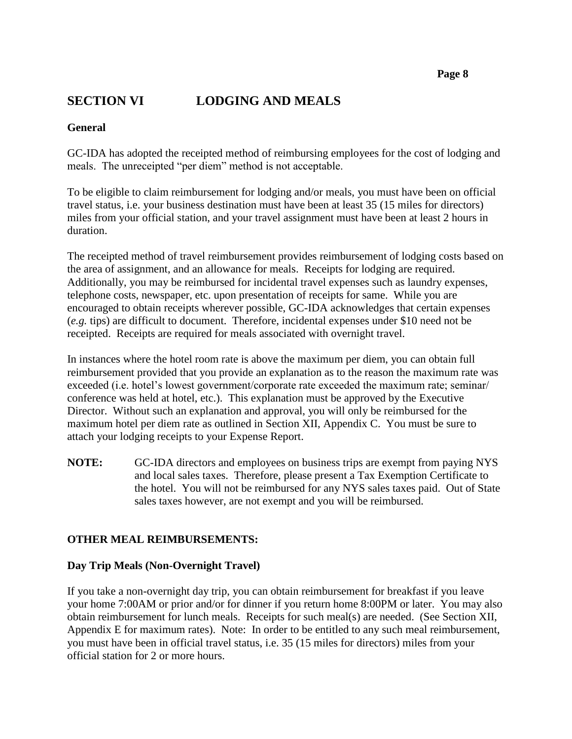## SECTION VI LODGING AND MEALS

**General**

GC-IDA has adopted the receipted method of reimbursing employees for the cost of lodging and meals. The unreceipted "per diem" method is not acceptable.

To be eligible to claim reimbursement for lodging and/or meals, you must have been on official travel status, i.e. your business destination must have been at least 35 (15 miles for directors) miles from your official station, and your travel assignment must have been at least 2 hours in duration.

The receipted method of travel reimbursement provides reimbursement of lodging costs based on the area of assignment, and an allowance for meals. Receipts for lodging are required. Additionally, you may be reimbursed for incidental travel expenses such as laundry expenses, telephone costs, newspaper, etc. upon presentation of receipts for same. While you are encouraged to obtain receipts wherever possible, GC-IDA acknowledges that certain expenses (*e.g.* tips) are difficult to document. Therefore, incidental expenses under $10 need not be receipted. Receipts are required for meals associated with overnight travel.

In instances where the hotel room rate is above the maximum per diem, you can obtain full reimbursement provided that you provide an explanation as to the reason the maximum rate was exceeded (i.e. hotel's lowest government/corporate rate exceeded the maximum rate; seminar/ conference was held at hotel, etc.). This explanation must be approved by the Executive Director. Without such an explanation and approval, you will only be reimbursed for the maximum hotel per diem rate as outlined in Section XII, Appendix C. You must be sure to attach your lodging receipts to your Expense Report.

**NOTE:** GC-IDA directors and employees on business trips are exempt from paying NYS and local sales taxes. Therefore, please present a Tax Exemption Certificate to the hotel. You will not be reimbursed for any NYS sales taxes paid. Out of State sales taxes however, are not exempt and you will be reimbursed.

**OTHER MEAL REIMBURSEMENTS:**

**Day Trip Meals (Non-Overnight Travel)**

If you take a non-overnight day trip, you can obtain reimbursement for breakfast if you leave your home 7:00AM or prior and/or for dinner if you return home 8:00PM or later. You may also obtain reimbursement for lunch meals. Receipts for such meal(s) are needed. (See Section XII, Appendix E for maximum rates). Note: In order to be entitled to any such meal reimbursement, you must have been in official travel status, i.e. 35 (15 miles for directors) miles from your official station for 2 or more hours.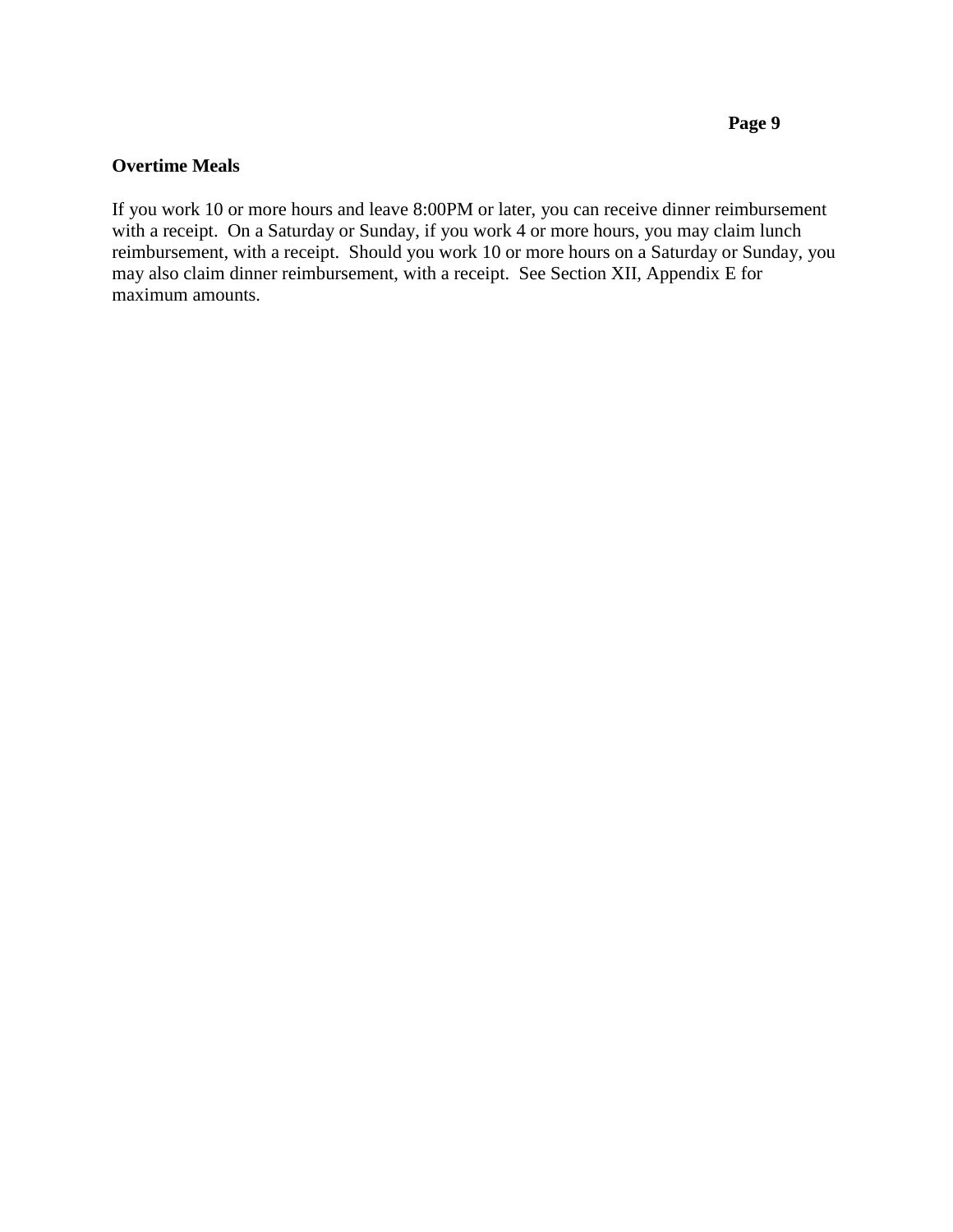**Overtime Meals**

If you work 10 or more hours and leave 8:00PM or later, you can receive dinner reimbursement with a receipt. On a Saturday or Sunday, if you work 4 or more hours, you may claim lunch reimbursement, with a receipt. Should you work 10 or more hours on a Saturday or Sunday, you may also claim dinner reimbursement, with a receipt. See Section XII, Appendix E for maximum amounts.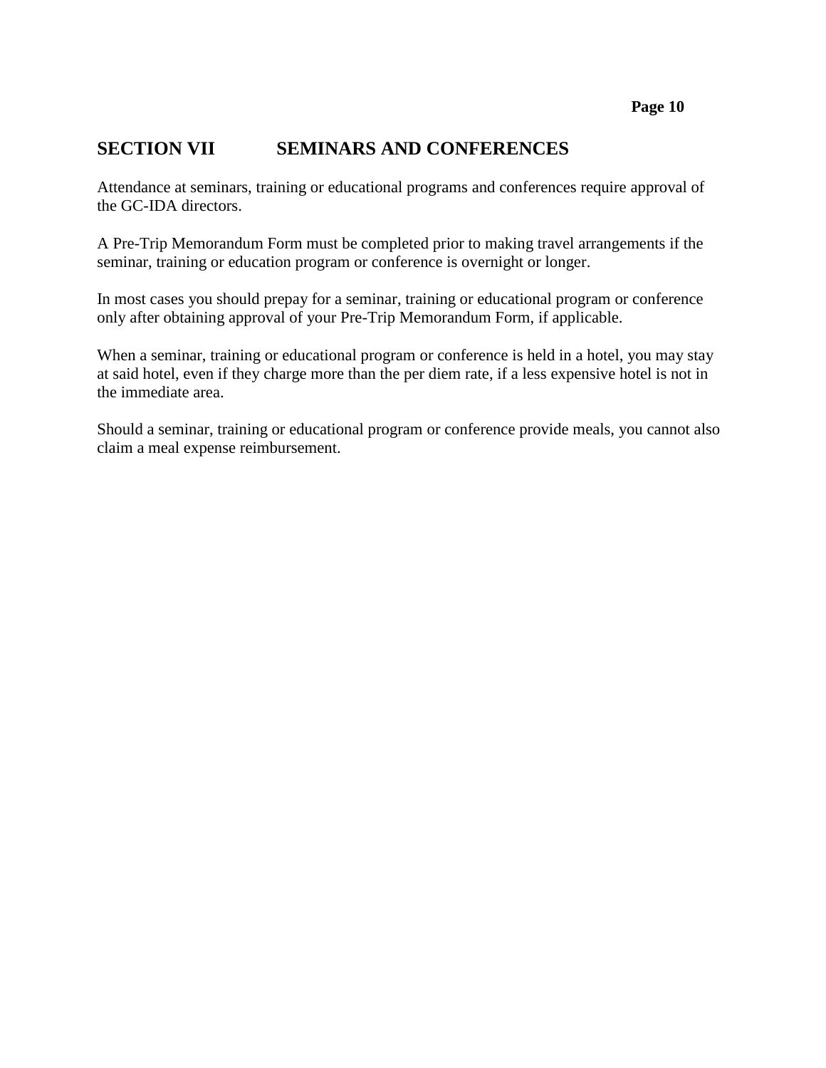## SECTION VII SEMINARS AND CONFERENCES

Attendance at seminars, training or educational programs and conferences require approval of the GC-IDA directors.

A Pre-Trip Memorandum Form must be completed prior to making travel arrangements if the seminar, training or education program or conference is overnight or longer.

In most cases you should prepay for a seminar, training or educational program or conference only after obtaining approval of your Pre-Trip Memorandum Form, if applicable.

When a seminar, training or educational program or conference is held in a hotel, you may stay at said hotel, even if they charge more than the per diem rate, if a less expensive hotel is not in the immediate area.

Should a seminar, training or educational program or conference provide meals, you cannot also claim a meal expense reimbursement.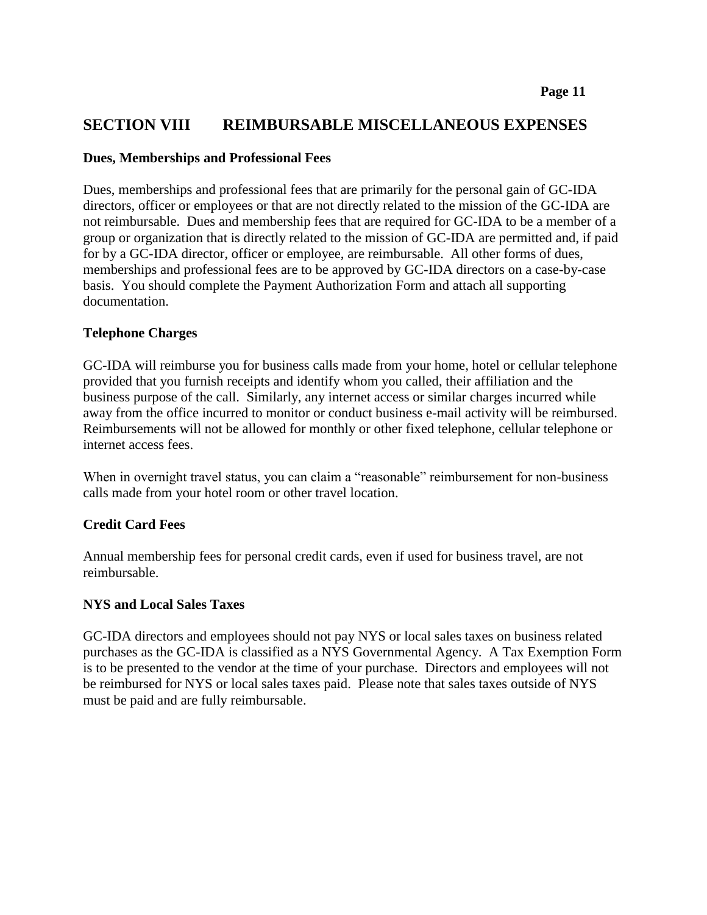## SECTION VIII REIMBURSABLE MISCELLANEOUS EXPENSES

### Dues, Memberships and Professional Fees

Dues, memberships and professional fees that are primarily for the personal gain of GC-IDA directors, officer or employees or that are not directly related to the mission of the GC-IDA are not reimbursable. Dues and membership fees that are required for GC-IDA to be a member of a group or organization that is directly related to the mission of GC-IDA are permitted and, if paid for by a GC-IDA director, officer or employee, are reimbursable. All other forms of dues, memberships and professional fees are to be approved by GC-IDA directors on a case-by-case basis. You should complete the Payment Authorization Form and attach all supporting documentation.

### Telephone Charges

GC-IDA will reimburse you for business calls made from your home, hotel or cellular telephone provided that you furnish receipts and identify whom you called, their affiliation and the business purpose of the call. Similarly, any internet access or similar charges incurred while away from the office incurred to monitor or conduct business e-mail activity will be reimbursed. Reimbursements will not be allowed for monthly or other fixed telephone, cellular telephone or internet access fees.

When in overnight travel status, you can claim a "reasonable" reimbursement for non-business calls made from your hotel room or other travel location.

### Credit Card Fees

Annual membership fees for personal credit cards, even if used for business travel, are not reimbursable.

### NYS and Local Sales Taxes

GC-IDA directors and employees should not pay NYS or local sales taxes on business related purchases as the GC-IDA is classified as a NYS Governmental Agency. A Tax Exemption Form is to be presented to the vendor at the time of your purchase. Directors and employees will not be reimbursed for NYS or local sales taxes paid. Please note that sales taxes outside of NYS must be paid and are fully reimbursable.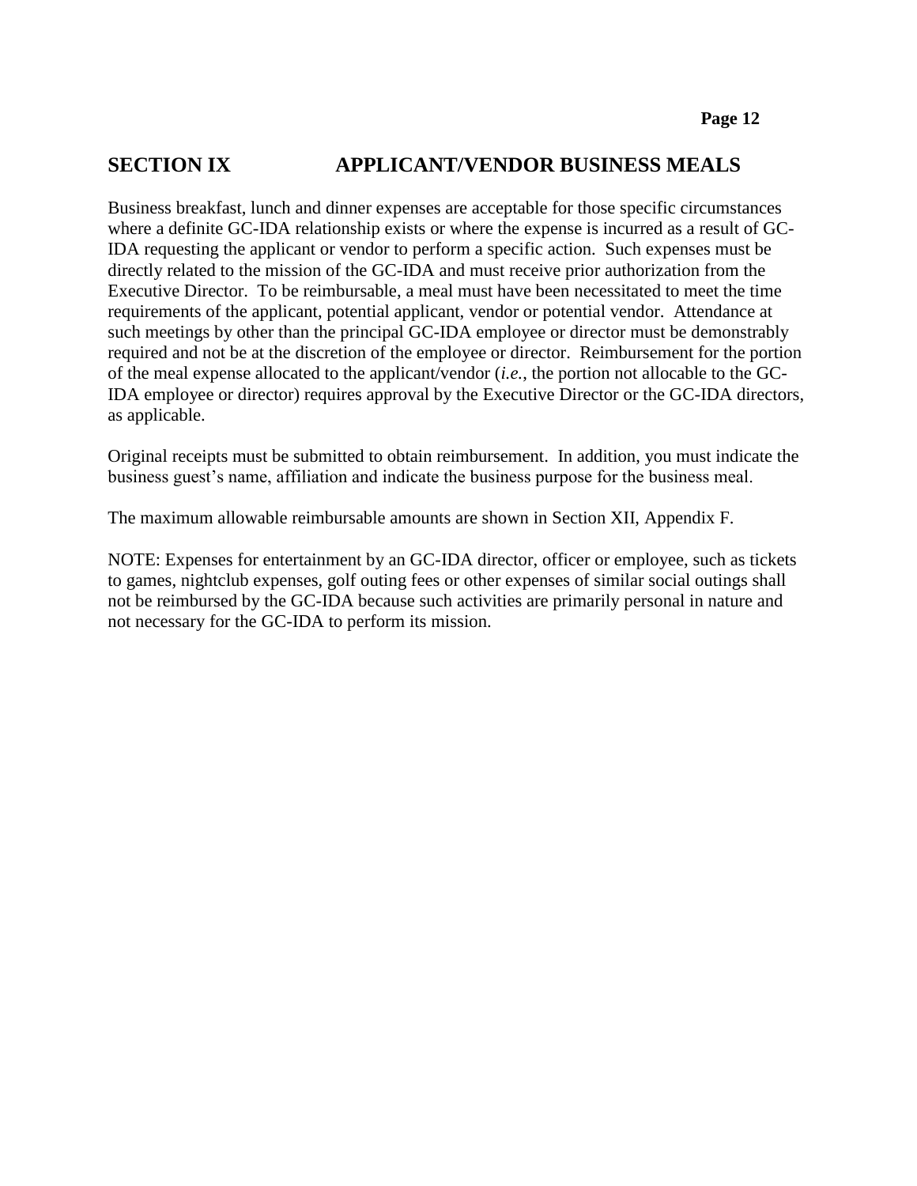## SECTION IX APPLICANT/VENDOR BUSINESS MEALS

Business breakfast, lunch and dinner expenses are acceptable for those specific circumstances where a definite GC-IDA relationship exists or where the expense is incurred as a result of GC-IDA requesting the applicant or vendor to perform a specific action. Such expenses must be directly related to the mission of the GC-IDA and must receive prior authorization from the Executive Director. To be reimbursable, a meal must have been necessitated to meet the time requirements of the applicant, potential applicant, vendor or potential vendor. Attendance at such meetings by other than the principal GC-IDA employee or director must be demonstrably required and not be at the discretion of the employee or director. Reimbursement for the portion of the meal expense allocated to the applicant/vendor (*i.e.*, the portion not allocable to the GC-IDA employee or director) requires approval by the Executive Director or the GC-IDA directors, as applicable.

Original receipts must be submitted to obtain reimbursement. In addition, you must indicate the business guest's name, affiliation and indicate the business purpose for the business meal.

The maximum allowable reimbursable amounts are shown in Section XII, Appendix F.

NOTE: Expenses for entertainment by an GC-IDA director, officer or employee, such as tickets to games, nightclub expenses, golf outing fees or other expenses of similar social outings shall not be reimbursed by the GC-IDA because such activities are primarily personal in nature and not necessary for the GC-IDA to perform its mission.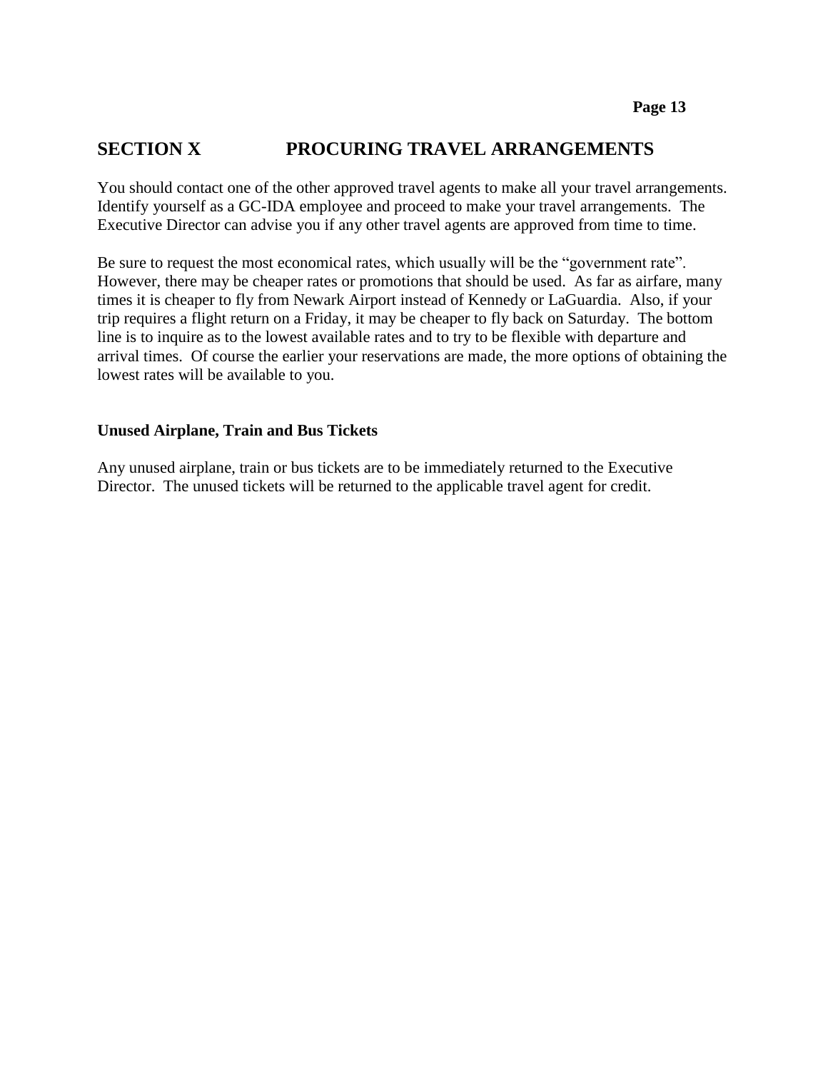## SECTION X PROCURING TRAVEL ARRANGEMENTS

You should contact one of the other approved travel agents to make all your travel arrangements. Identify yourself as a GC-IDA employee and proceed to make your travel arrangements. The Executive Director can advise you if any other travel agents are approved from time to time.

Be sure to request the most economical rates, which usually will be the "government rate". However, there may be cheaper rates or promotions that should be used. As far as airfare, many times it is cheaper to fly from Newark Airport instead of Kennedy or LaGuardia. Also, if your trip requires a flight return on a Friday, it may be cheaper to fly back on Saturday. The bottom line is to inquire as to the lowest available rates and to try to be flexible with departure and arrival times. Of course the earlier your reservations are made, the more options of obtaining the lowest rates will be available to you.

### Unused Airplane, Train and Bus Tickets

Any unused airplane, train or bus tickets are to be immediately returned to the Executive Director. The unused tickets will be returned to the applicable travel agent for credit.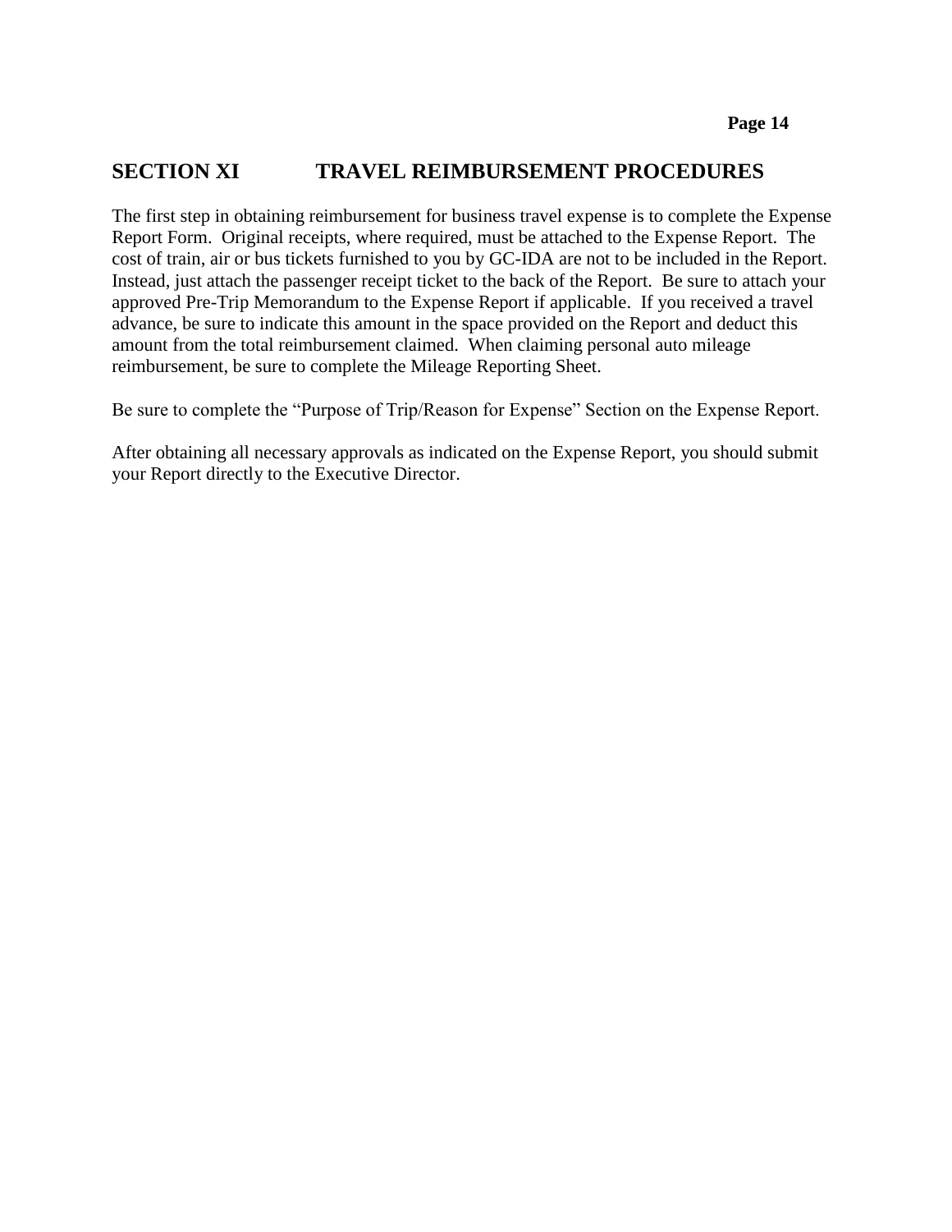## SECTION XI TRAVEL REIMBURSEMENT PROCEDURES

The first step in obtaining reimbursement for business travel expense is to complete the Expense Report Form. Original receipts, where required, must be attached to the Expense Report. The cost of train, air or bus tickets furnished to you by GC-IDA are not to be included in the Report. Instead, just attach the passenger receipt ticket to the back of the Report. Be sure to attach your approved Pre-Trip Memorandum to the Expense Report if applicable. If you received a travel advance, be sure to indicate this amount in the space provided on the Report and deduct this amount from the total reimbursement claimed. When claiming personal auto mileage reimbursement, be sure to complete the Mileage Reporting Sheet.

Be sure to complete the "Purpose of Trip/Reason for Expense" Section on the Expense Report.

After obtaining all necessary approvals as indicated on the Expense Report, you should submit your Report directly to the Executive Director.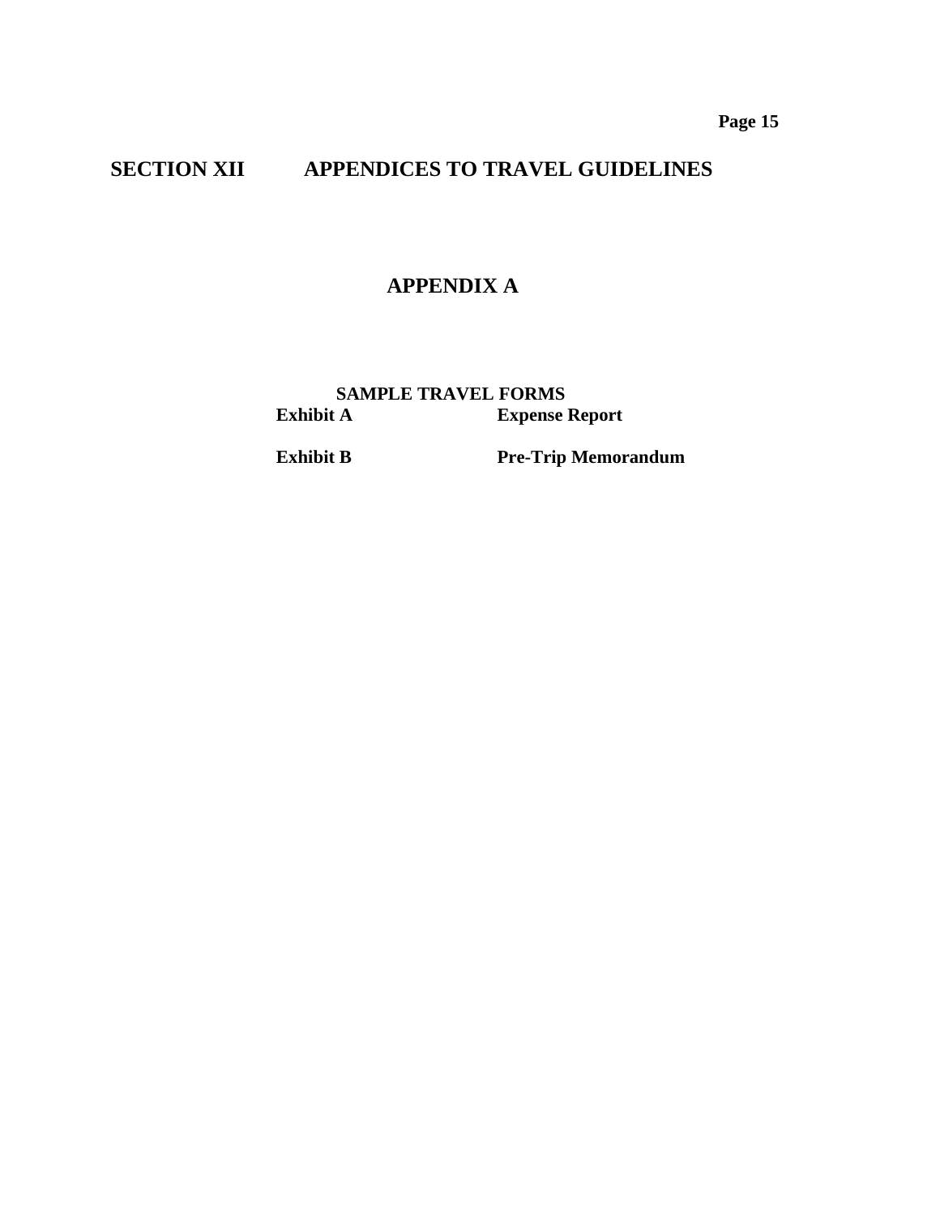# SECTION XII APPENDICES TO TRAVEL GUIDELINES

## APPENDIX A

**SAMPLE TRAVEL FORMS**

| | |
|---|---|
| **Exhibit A** | **Expense Report** |
| **Exhibit B** | **Pre-Trip Memorandum** |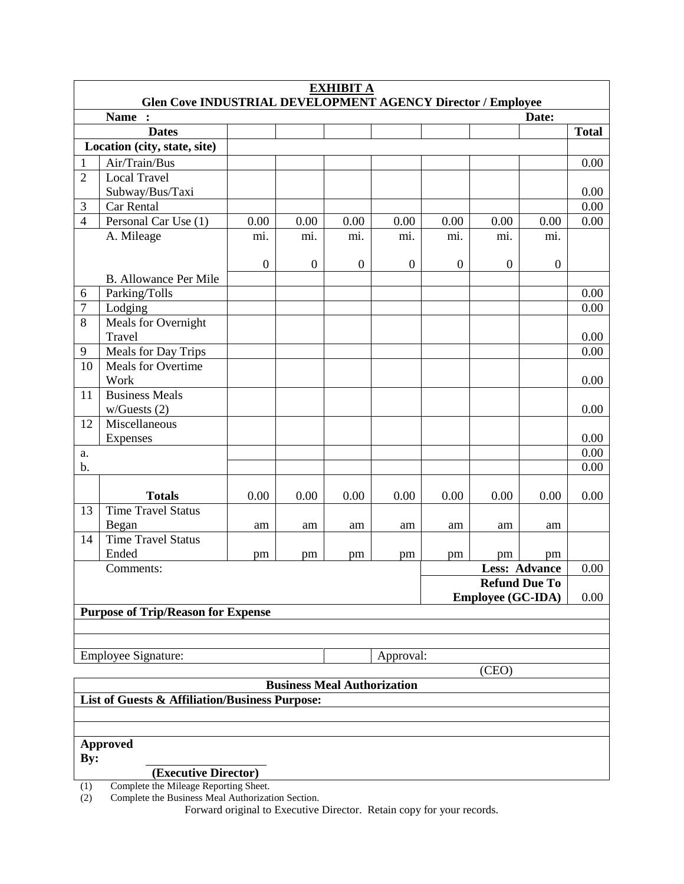**EXHIBIT A**

**Glen Cove INDUSTRIAL DEVELOPMENT AGENCY Director / Employee**

| | | | | | | | | | |
|---|---|---|---|---|---|---|---|---|---|
| | **Name :** | | | | | | **Date:** | | |
| | **Dates** | | | | | | | | **Total** |
| **Location (city, state, site)** | | | | | | | | | |
| 1 | Air/Train/Bus | | | | | | | | 0.00 |
| 2 | Local Travel Subway/Bus/Taxi | | | | | | | | 0.00 |
| 3 | Car Rental | | | | | | | | 0.00 |
| 4 | Personal Car Use (1) | 0.00 | 0.00 | 0.00 | 0.00 | 0.00 | 0.00 | 0.00 | 0.00 |
| | A. Mileage | mi. 0 | mi. 0 | mi. 0 | mi. 0 | mi. 0 | mi. 0 | mi. 0 | |
| | B. Allowance Per Mile | | | | | | | | |
| 6 | Parking/Tolls | | | | | | | | 0.00 |
| 7 | Lodging | | | | | | | | 0.00 |
| 8 | Meals for Overnight Travel | | | | | | | | 0.00 |
| 9 | Meals for Day Trips | | | | | | | | 0.00 |
| 10 | Meals for Overtime Work | | | | | | | | 0.00 |
| 11 | Business Meals w/Guests (2) | | | | | | | | 0.00 |
| 12 | Miscellaneous Expenses | | | | | | | | 0.00 |
| a. | | | | | | | | | 0.00 |
| b. | | | | | | | | | 0.00 |
| | **Totals** | 0.00 | 0.00 | 0.00 | 0.00 | 0.00 | 0.00 | 0.00 | 0.00 |
| 13 | Time Travel Status Began | am | am | am | am | am | am | am | |
| 14 | Time Travel Status Ended | pm | pm | pm | pm | pm | pm | pm | |
| | Comments: | | | | | | **Less: Advance** | | 0.00 |
| | | | | | | | **Refund Due To Employee (GC-IDA)** | | 0.00 |
| **Purpose of Trip/Reason for Expense** | | | | | | | | | |
| | | | | | | | | | |
| | | | | | | | | | |
| Employee Signature: | | | | Approval: | | | | | |
| | | | | | | (CEO) | | | |

**Business Meal Authorization**

**List of Guests & Affiliation/Business Purpose:**

**Approved By:** ______________________

**(Executive Director)**

(1) Complete the Mileage Reporting Sheet.

(2) Complete the Business Meal Authorization Section.

Forward original to Executive Director. Retain copy for your records.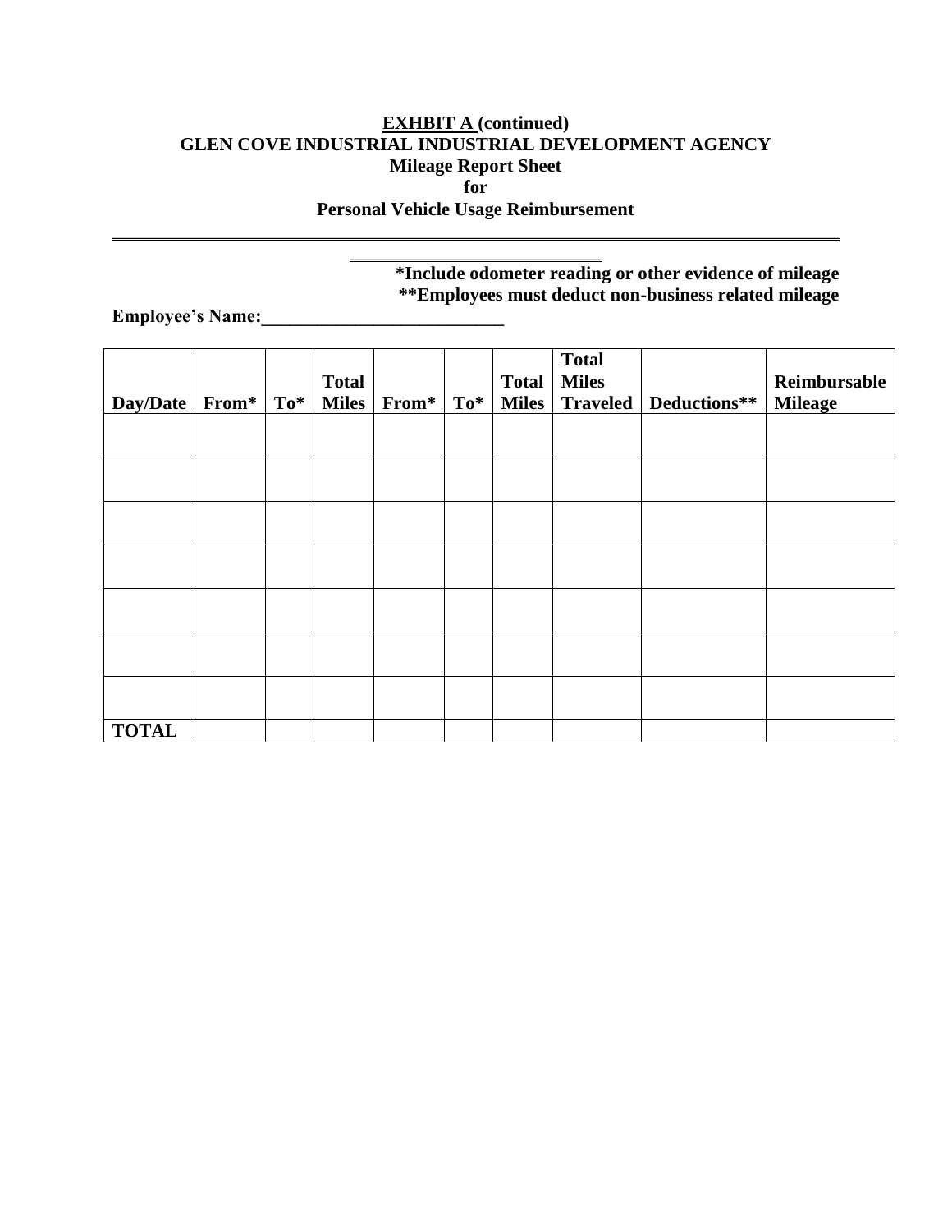**EXHBIT A (continued)**
**GLEN COVE INDUSTRIAL INDUSTRIAL DEVELOPMENT AGENCY**
**Mileage Report Sheet**
**for**
**Personal Vehicle Usage Reimbursement**

---

**\*Include odometer reading or other evidence of mileage**
**\*\*Employees must deduct non-business related mileage**

**Employee's Name:**__________________________

| Day/Date | From* | To* | Total Miles | From* | To* | Total Miles | Total Miles Traveled | Deductions** | Reimbursable Mileage |
|---|---|---|---|---|---|---|---|---|---|
| | | | | | | | | | |
| | | | | | | | | | |
| | | | | | | | | | |
| | | | | | | | | | |
| | | | | | | | | | |
| | | | | | | | | | |
| | | | | | | | | | |
| **TOTAL** | | | | | | | | | |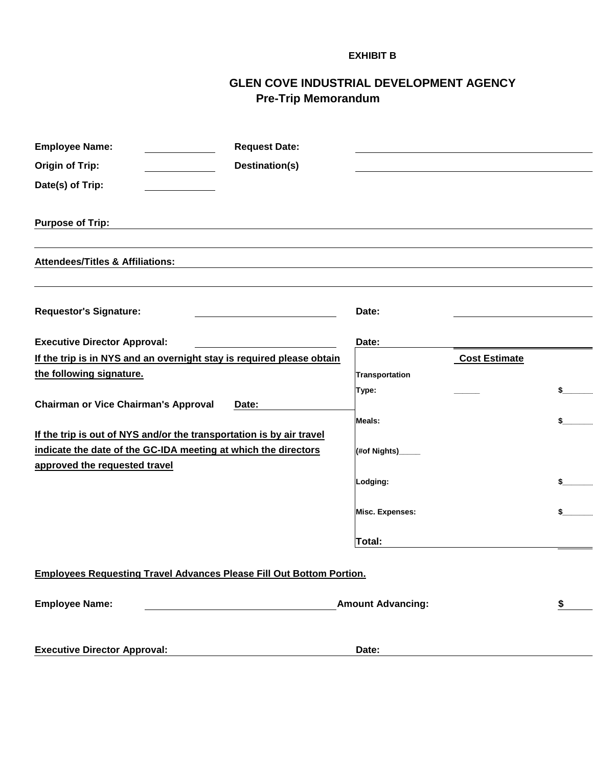**EXHIBIT B**

# GLEN COVE INDUSTRIAL DEVELOPMENT AGENCY

## Pre-Trip Memorandum

**Employee Name:** ____________ **Request Date:** ____________

**Origin of Trip:** ____________ **Destination(s)** ____________

**Date(s) of Trip:** ____________

**Purpose of Trip:** ________________________________________________

________________________________________________

**Attendees/Titles & Affiliations:** ________________________________________________

________________________________________________

**Requestor's Signature:** ____________________ **Date:** ____________

**Executive Director Approval:** ____________________ **Date:** ____________

**If the trip is in NYS and an overnight stay is required please obtain the following signature.**

**Chairman or Vice Chairman's Approval** **Date:** ____________

**If the trip is out of NYS and/or the transportation is by air travel indicate the date of the GC-IDA meeting at which the directors approved the requested travel**

| | **Cost Estimate** | |
|---|---|---|
| **Transportation** | | |
| **Type:** | _____ | $_______ |
| **Meals:** | | $_______ |
| **(#of Nights)_____** | | |
| **Lodging:** | | $_______ |
| **Misc. Expenses:** | | $_______ |
| **Total:** | | _______ |

**Employees Requesting Travel Advances Please Fill Out Bottom Portion.**

**Employee Name:** ____________________ **Amount Advancing:** **$** _____

**Executive Director Approval:** ____________________ **Date:** ____________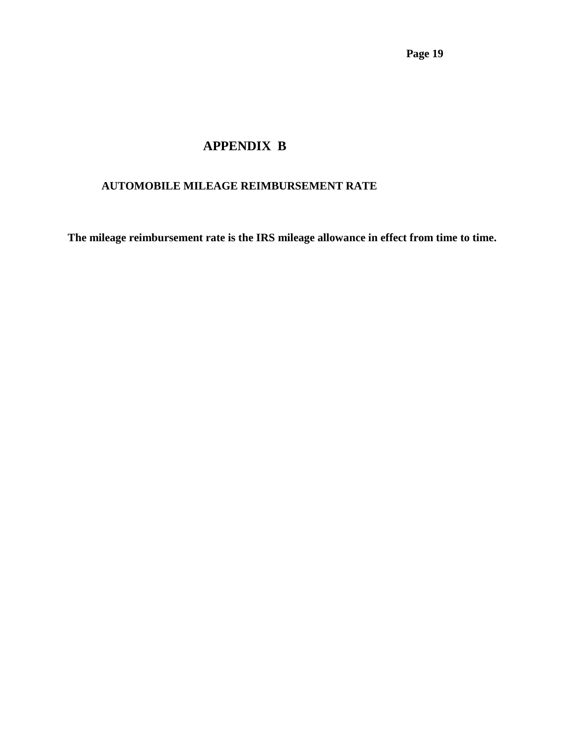# APPENDIX B

## AUTOMOBILE MILEAGE REIMBURSEMENT RATE

**The mileage reimbursement rate is the IRS mileage allowance in effect from time to time.**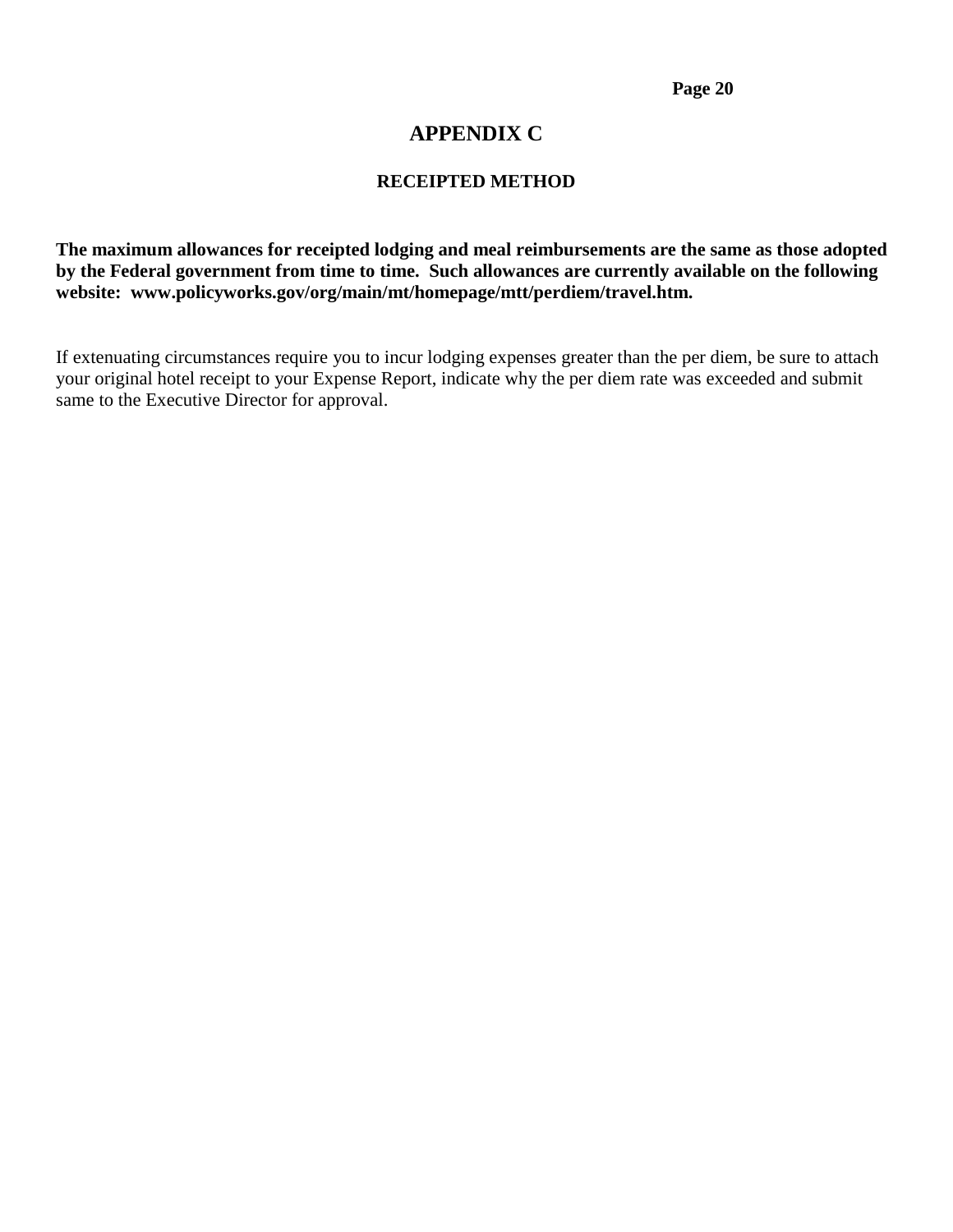# APPENDIX C

## RECEIPTED METHOD

**The maximum allowances for receipted lodging and meal reimbursements are the same as those adopted by the Federal government from time to time. Such allowances are currently available on the following website: www.policyworks.gov/org/main/mt/homepage/mtt/perdiem/travel.htm.**

If extenuating circumstances require you to incur lodging expenses greater than the per diem, be sure to attach your original hotel receipt to your Expense Report, indicate why the per diem rate was exceeded and submit same to the Executive Director for approval.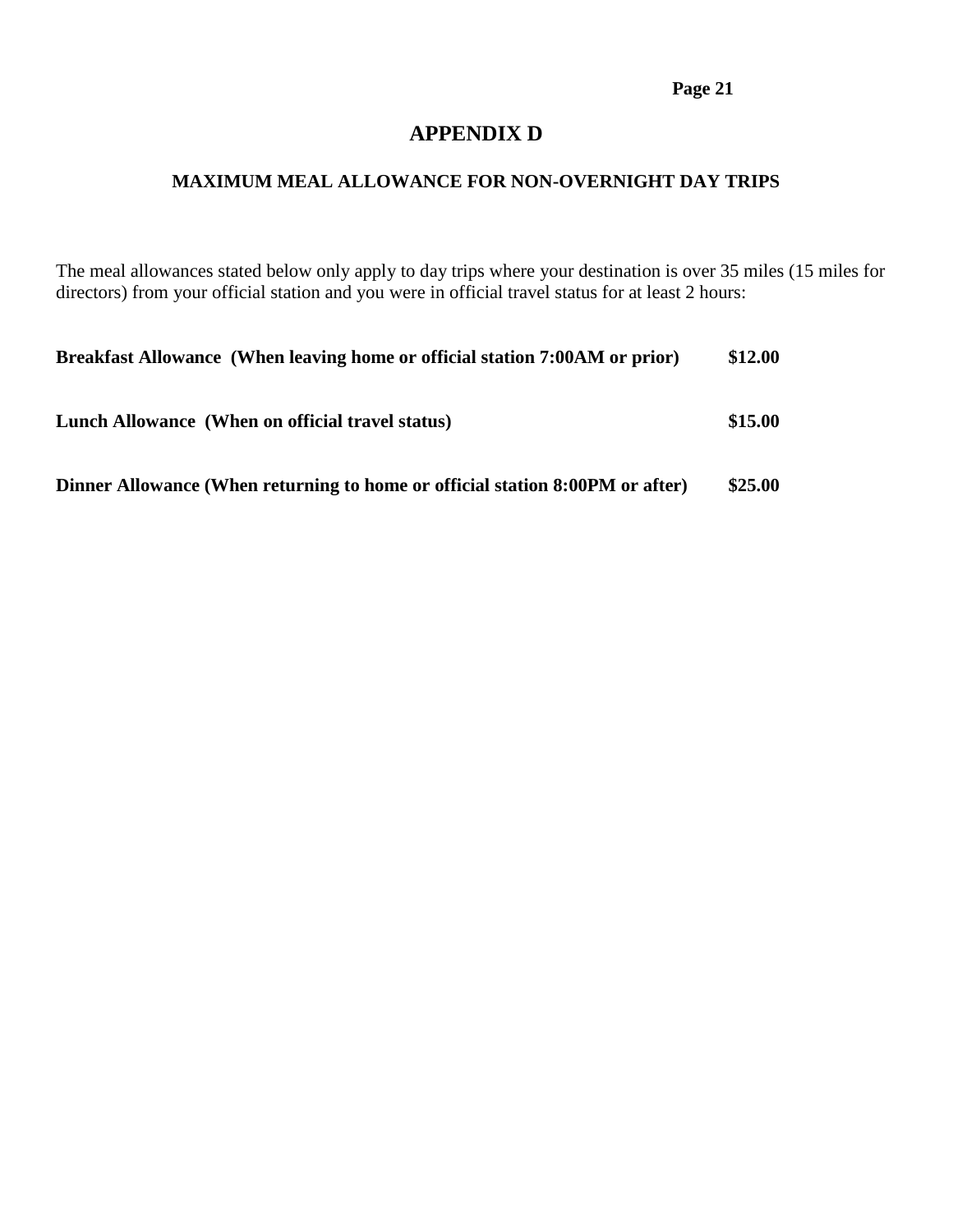# APPENDIX D

## MAXIMUM MEAL ALLOWANCE FOR NON-OVERNIGHT DAY TRIPS

The meal allowances stated below only apply to day trips where your destination is over 35 miles (15 miles for directors) from your official station and you were in official travel status for at least 2 hours:

| | |
|---|---|
| **Breakfast Allowance (When leaving home or official station 7:00AM or prior)** | **$12.00** |
| **Lunch Allowance (When on official travel status)** | **$15.00** |
| **Dinner Allowance (When returning to home or official station 8:00PM or after)** | **$25.00** |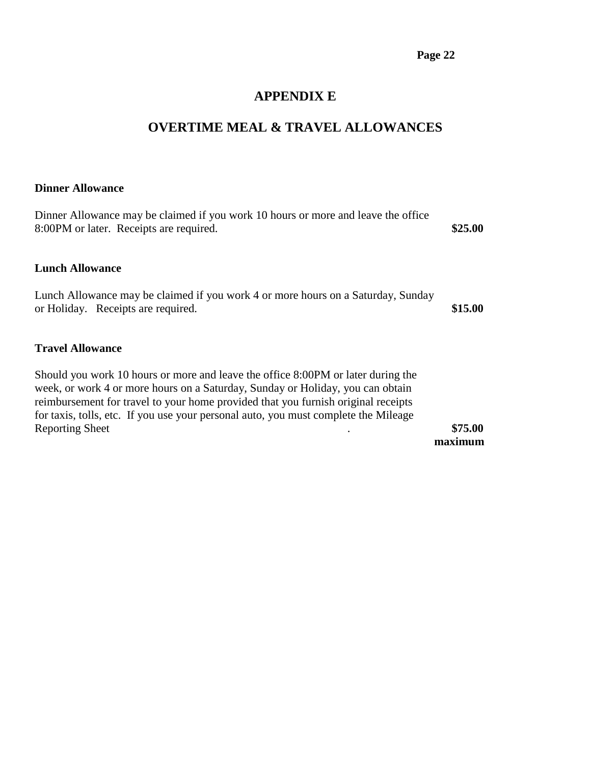# APPENDIX E

## OVERTIME MEAL & TRAVEL ALLOWANCES

**Dinner Allowance**

Dinner Allowance may be claimed if you work 10 hours or more and leave the office 8:00PM or later. Receipts are required. **$25.00**

**Lunch Allowance**

Lunch Allowance may be claimed if you work 4 or more hours on a Saturday, Sunday or Holiday. Receipts are required. **$15.00**

**Travel Allowance**

Should you work 10 hours or more and leave the office 8:00PM or later during the week, or work 4 or more hours on a Saturday, Sunday or Holiday, you can obtain reimbursement for travel to your home provided that you furnish original receipts for taxis, tolls, etc. If you use your personal auto, you must complete the Mileage Reporting Sheet . **$75.00 maximum**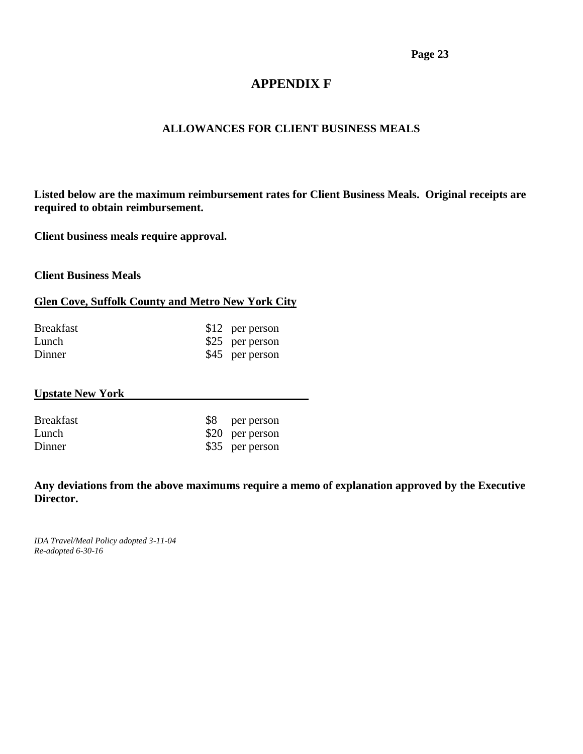# APPENDIX F

## ALLOWANCES FOR CLIENT BUSINESS MEALS

**Listed below are the maximum reimbursement rates for Client Business Meals. Original receipts are required to obtain reimbursement.**

**Client business meals require approval.**

**Client Business Meals**

**Glen Cove, Suffolk County and Metro New York City**

| | |
|---|---|
| Breakfast | $12 per person |
| Lunch | $25 per person |
| Dinner | $45 per person |

**Upstate New York**

| | |
|---|---|
| Breakfast | $8 per person |
| Lunch | $20 per person |
| Dinner | $35 per person |

**Any deviations from the above maximums require a memo of explanation approved by the Executive Director.**

*IDA Travel/Meal Policy adopted 3-11-04*
*Re-adopted 6-30-16*